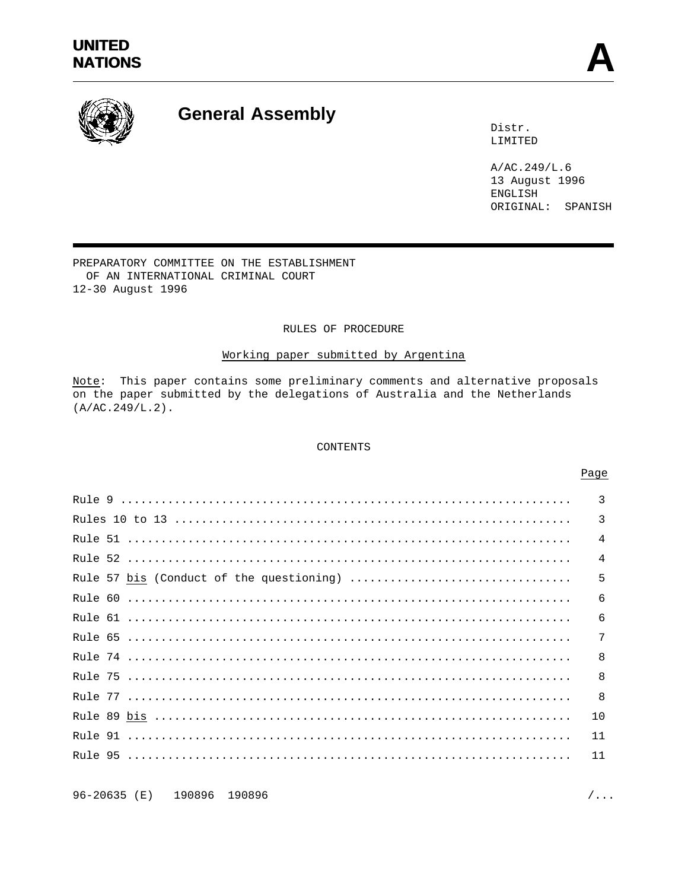UNITED NATIONS

# General Assembly

Distr.
LIMITED

A/AC.249/L.6
13 August 1996
ENGLISH
ORIGINAL: SPANISH

PREPARATORY COMMITTEE ON THE ESTABLISHMENT
OF AN INTERNATIONAL CRIMINAL COURT
12-30 August 1996

## RULES OF PROCEDURE

Working paper submitted by Argentina

Note: This paper contains some preliminary comments and alternative proposals on the paper submitted by the delegations of Australia and the Netherlands (A/AC.249/L.2).

### CONTENTS

| | Page |
|---|---|
| Rule 9 | 3 |
| Rules 10 to 13 | 3 |
| Rule 51 | 4 |
| Rule 52 | 4 |
| Rule 57 *bis* (Conduct of the questioning) | 5 |
| Rule 60 | 6 |
| Rule 61 | 6 |
| Rule 65 | 7 |
| Rule 74 | 8 |
| Rule 75 | 8 |
| Rule 77 | 8 |
| Rule 89 *bis* | 10 |
| Rule 91 | 11 |
| Rule 95 | 11 |

96-20635 (E) 190896 190896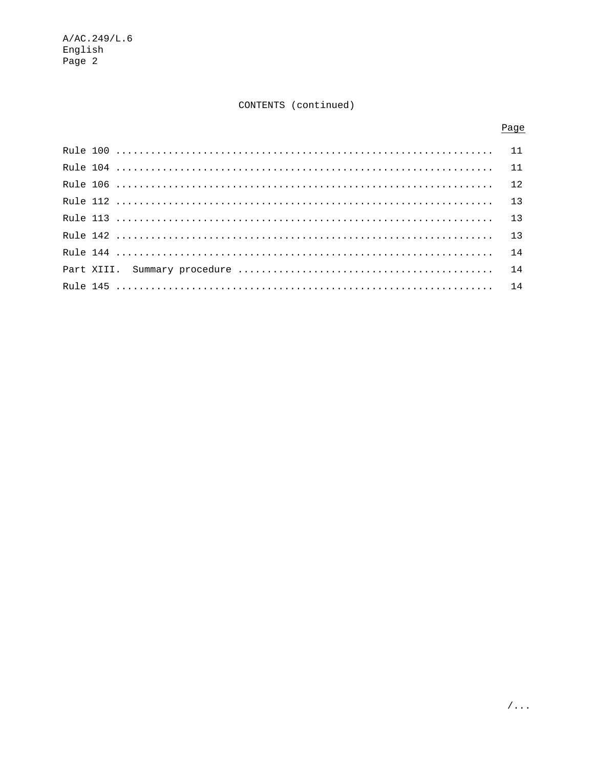CONTENTS (continued)

| | Page |
|---|---|
| Rule 100 | 11 |
| Rule 104 | 11 |
| Rule 106 | 12 |
| Rule 112 | 13 |
| Rule 113 | 13 |
| Rule 142 | 13 |
| Rule 144 | 14 |
| Part XIII. Summary procedure | 14 |
| Rule 145 | 14 |

/...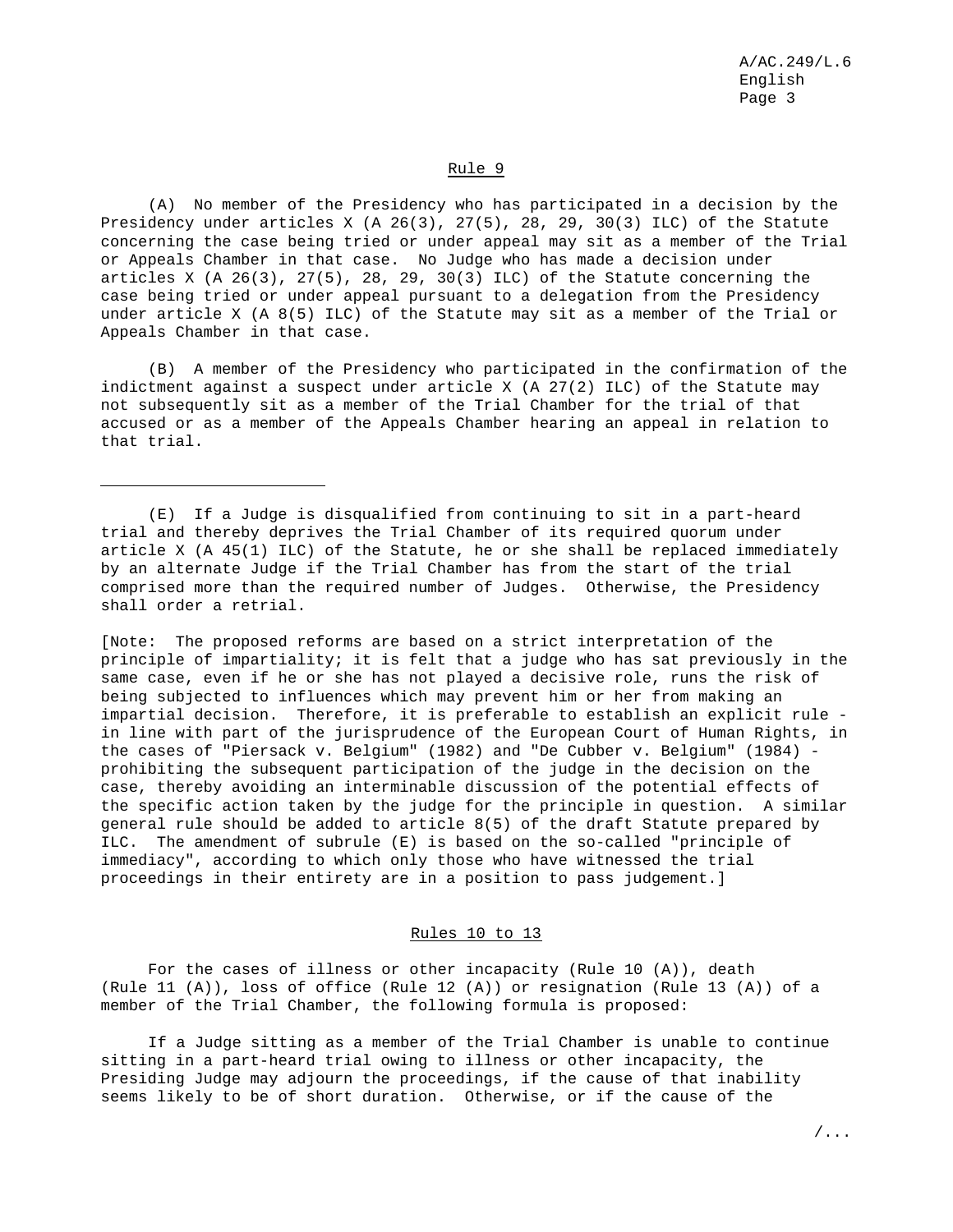Rule 9

(A) No member of the Presidency who has participated in a decision by the Presidency under articles X (A 26(3), 27(5), 28, 29, 30(3) ILC) of the Statute concerning the case being tried or under appeal may sit as a member of the Trial or Appeals Chamber in that case. No Judge who has made a decision under articles X (A 26(3), 27(5), 28, 29, 30(3) ILC) of the Statute concerning the case being tried or under appeal pursuant to a delegation from the Presidency under article X (A 8(5) ILC) of the Statute may sit as a member of the Trial or Appeals Chamber in that case.

(B) A member of the Presidency who participated in the confirmation of the indictment against a suspect under article X (A 27(2) ILC) of the Statute may not subsequently sit as a member of the Trial Chamber for the trial of that accused or as a member of the Appeals Chamber hearing an appeal in relation to that trial.

---

(E) If a Judge is disqualified from continuing to sit in a part-heard trial and thereby deprives the Trial Chamber of its required quorum under article X (A 45(1) ILC) of the Statute, he or she shall be replaced immediately by an alternate Judge if the Trial Chamber has from the start of the trial comprised more than the required number of Judges. Otherwise, the Presidency shall order a retrial.

[Note: The proposed reforms are based on a strict interpretation of the principle of impartiality; it is felt that a judge who has sat previously in the same case, even if he or she has not played a decisive role, runs the risk of being subjected to influences which may prevent him or her from making an impartial decision. Therefore, it is preferable to establish an explicit rule - in line with part of the jurisprudence of the European Court of Human Rights, in the cases of "Piersack v. Belgium" (1982) and "De Cubber v. Belgium" (1984) - prohibiting the subsequent participation of the judge in the decision on the case, thereby avoiding an interminable discussion of the potential effects of the specific action taken by the judge for the principle in question. A similar general rule should be added to article 8(5) of the draft Statute prepared by ILC. The amendment of subrule (E) is based on the so-called "principle of immediacy", according to which only those who have witnessed the trial proceedings in their entirety are in a position to pass judgement.]

Rules 10 to 13

For the cases of illness or other incapacity (Rule 10 (A)), death (Rule 11 (A)), loss of office (Rule 12 (A)) or resignation (Rule 13 (A)) of a member of the Trial Chamber, the following formula is proposed:

If a Judge sitting as a member of the Trial Chamber is unable to continue sitting in a part-heard trial owing to illness or other incapacity, the Presiding Judge may adjourn the proceedings, if the cause of that inability seems likely to be of short duration. Otherwise, or if the cause of the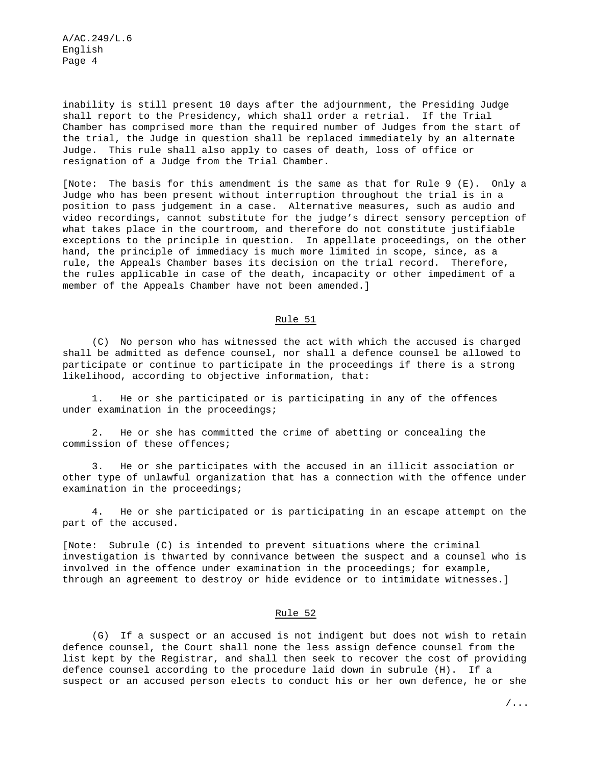inability is still present 10 days after the adjournment, the Presiding Judge shall report to the Presidency, which shall order a retrial. If the Trial Chamber has comprised more than the required number of Judges from the start of the trial, the Judge in question shall be replaced immediately by an alternate Judge. This rule shall also apply to cases of death, loss of office or resignation of a Judge from the Trial Chamber.

[Note: The basis for this amendment is the same as that for Rule 9 (E). Only a Judge who has been present without interruption throughout the trial is in a position to pass judgement in a case. Alternative measures, such as audio and video recordings, cannot substitute for the judge's direct sensory perception of what takes place in the courtroom, and therefore do not constitute justifiable exceptions to the principle in question. In appellate proceedings, on the other hand, the principle of immediacy is much more limited in scope, since, as a rule, the Appeals Chamber bases its decision on the trial record. Therefore, the rules applicable in case of the death, incapacity or other impediment of a member of the Appeals Chamber have not been amended.]

## Rule 51

(C) No person who has witnessed the act with which the accused is charged shall be admitted as defence counsel, nor shall a defence counsel be allowed to participate or continue to participate in the proceedings if there is a strong likelihood, according to objective information, that:

1. He or she participated or is participating in any of the offences under examination in the proceedings;

2. He or she has committed the crime of abetting or concealing the commission of these offences;

3. He or she participates with the accused in an illicit association or other type of unlawful organization that has a connection with the offence under examination in the proceedings;

4. He or she participated or is participating in an escape attempt on the part of the accused.

[Note: Subrule (C) is intended to prevent situations where the criminal investigation is thwarted by connivance between the suspect and a counsel who is involved in the offence under examination in the proceedings; for example, through an agreement to destroy or hide evidence or to intimidate witnesses.]

## Rule 52

(G) If a suspect or an accused is not indigent but does not wish to retain defence counsel, the Court shall none the less assign defence counsel from the list kept by the Registrar, and shall then seek to recover the cost of providing defence counsel according to the procedure laid down in subrule (H). If a suspect or an accused person elects to conduct his or her own defence, he or she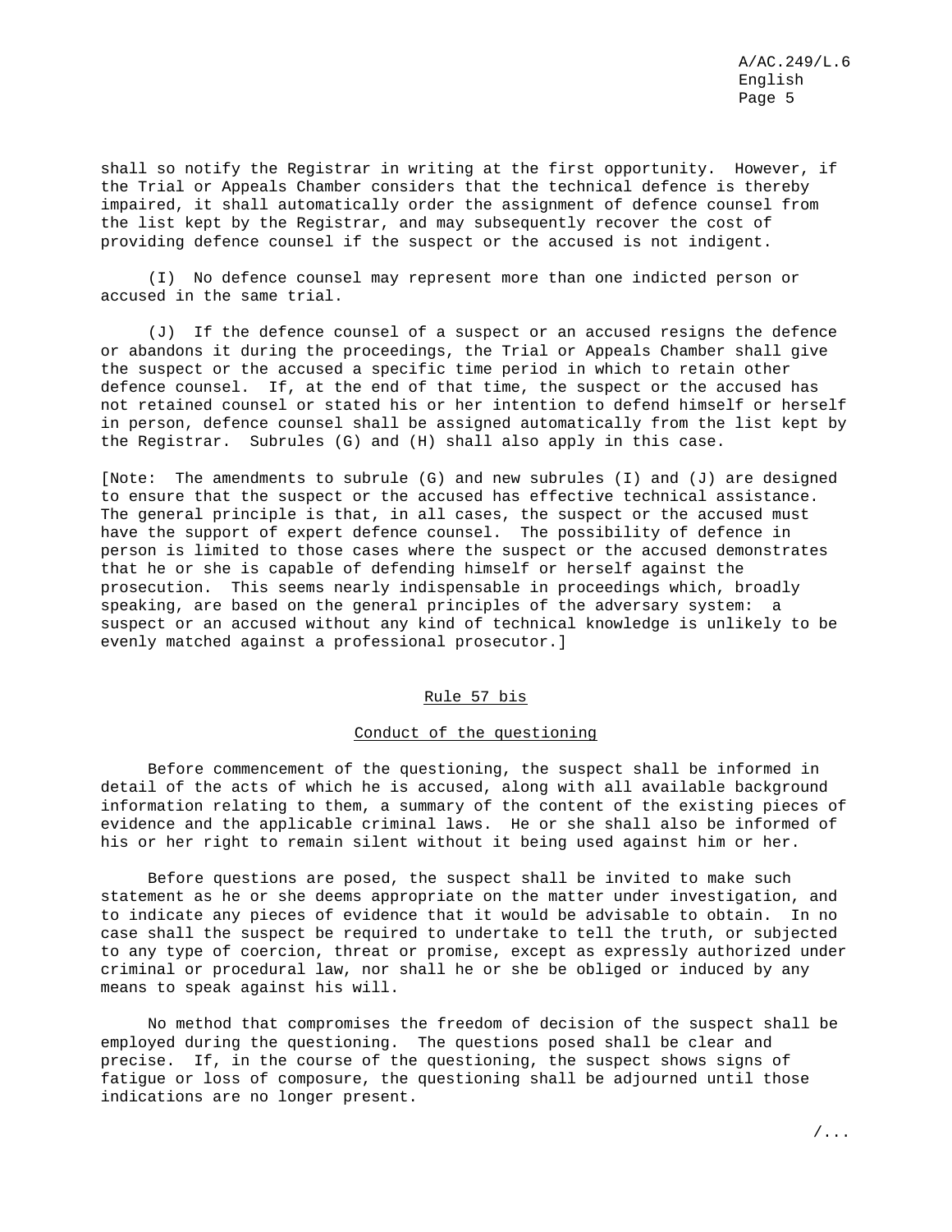shall so notify the Registrar in writing at the first opportunity. However, if the Trial or Appeals Chamber considers that the technical defence is thereby impaired, it shall automatically order the assignment of defence counsel from the list kept by the Registrar, and may subsequently recover the cost of providing defence counsel if the suspect or the accused is not indigent.

(I) No defence counsel may represent more than one indicted person or accused in the same trial.

(J) If the defence counsel of a suspect or an accused resigns the defence or abandons it during the proceedings, the Trial or Appeals Chamber shall give the suspect or the accused a specific time period in which to retain other defence counsel. If, at the end of that time, the suspect or the accused has not retained counsel or stated his or her intention to defend himself or herself in person, defence counsel shall be assigned automatically from the list kept by the Registrar. Subrules (G) and (H) shall also apply in this case.

[Note: The amendments to subrule (G) and new subrules (I) and (J) are designed to ensure that the suspect or the accused has effective technical assistance. The general principle is that, in all cases, the suspect or the accused must have the support of expert defence counsel. The possibility of defence in person is limited to those cases where the suspect or the accused demonstrates that he or she is capable of defending himself or herself against the prosecution. This seems nearly indispensable in proceedings which, broadly speaking, are based on the general principles of the adversary system: a suspect or an accused without any kind of technical knowledge is unlikely to be evenly matched against a professional prosecutor.]

## Rule 57 bis

### Conduct of the questioning

Before commencement of the questioning, the suspect shall be informed in detail of the acts of which he is accused, along with all available background information relating to them, a summary of the content of the existing pieces of evidence and the applicable criminal laws. He or she shall also be informed of his or her right to remain silent without it being used against him or her.

Before questions are posed, the suspect shall be invited to make such statement as he or she deems appropriate on the matter under investigation, and to indicate any pieces of evidence that it would be advisable to obtain. In no case shall the suspect be required to undertake to tell the truth, or subjected to any type of coercion, threat or promise, except as expressly authorized under criminal or procedural law, nor shall he or she be obliged or induced by any means to speak against his will.

No method that compromises the freedom of decision of the suspect shall be employed during the questioning. The questions posed shall be clear and precise. If, in the course of the questioning, the suspect shows signs of fatigue or loss of composure, the questioning shall be adjourned until those indications are no longer present.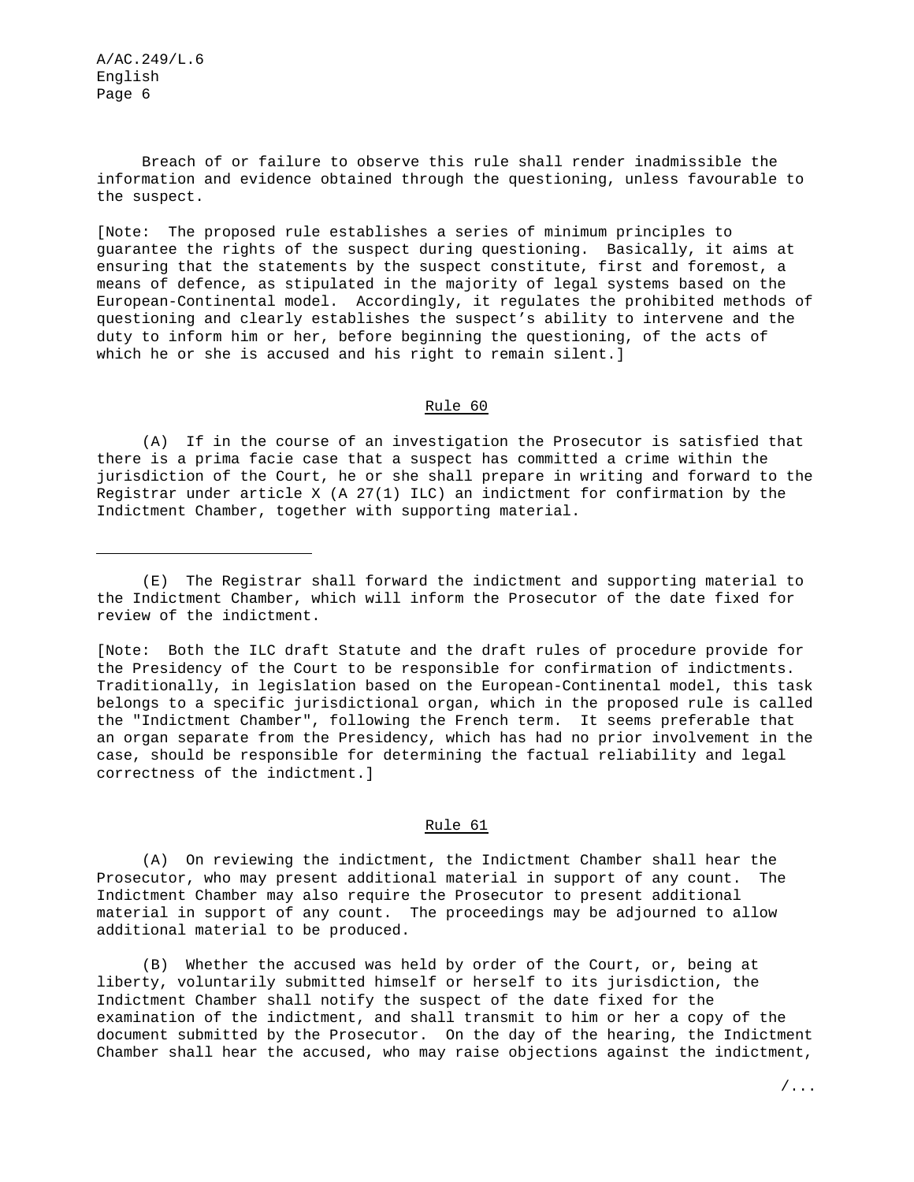Breach of or failure to observe this rule shall render inadmissible the information and evidence obtained through the questioning, unless favourable to the suspect.

[Note: The proposed rule establishes a series of minimum principles to guarantee the rights of the suspect during questioning. Basically, it aims at ensuring that the statements by the suspect constitute, first and foremost, a means of defence, as stipulated in the majority of legal systems based on the European-Continental model. Accordingly, it regulates the prohibited methods of questioning and clearly establishes the suspect's ability to intervene and the duty to inform him or her, before beginning the questioning, of the acts of which he or she is accused and his right to remain silent.]

## Rule 60

(A) If in the course of an investigation the Prosecutor is satisfied that there is a prima facie case that a suspect has committed a crime within the jurisdiction of the Court, he or she shall prepare in writing and forward to the Registrar under article X (A 27(1) ILC) an indictment for confirmation by the Indictment Chamber, together with supporting material.

---

(E) The Registrar shall forward the indictment and supporting material to the Indictment Chamber, which will inform the Prosecutor of the date fixed for review of the indictment.

[Note: Both the ILC draft Statute and the draft rules of procedure provide for the Presidency of the Court to be responsible for confirmation of indictments. Traditionally, in legislation based on the European-Continental model, this task belongs to a specific jurisdictional organ, which in the proposed rule is called the "Indictment Chamber", following the French term. It seems preferable that an organ separate from the Presidency, which has had no prior involvement in the case, should be responsible for determining the factual reliability and legal correctness of the indictment.]

## Rule 61

(A) On reviewing the indictment, the Indictment Chamber shall hear the Prosecutor, who may present additional material in support of any count. The Indictment Chamber may also require the Prosecutor to present additional material in support of any count. The proceedings may be adjourned to allow additional material to be produced.

(B) Whether the accused was held by order of the Court, or, being at liberty, voluntarily submitted himself or herself to its jurisdiction, the Indictment Chamber shall notify the suspect of the date fixed for the examination of the indictment, and shall transmit to him or her a copy of the document submitted by the Prosecutor. On the day of the hearing, the Indictment Chamber shall hear the accused, who may raise objections against the indictment,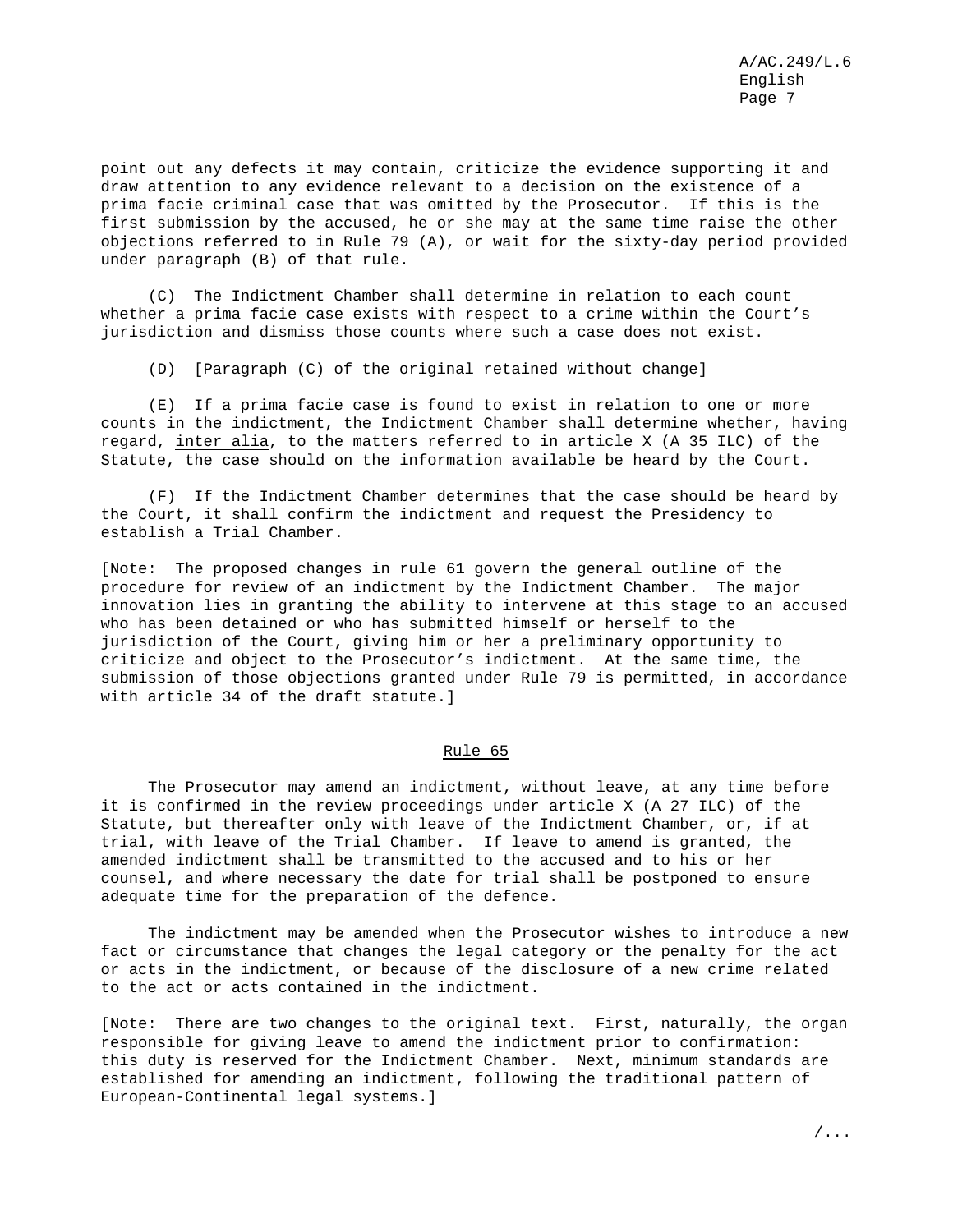point out any defects it may contain, criticize the evidence supporting it and draw attention to any evidence relevant to a decision on the existence of a prima facie criminal case that was omitted by the Prosecutor. If this is the first submission by the accused, he or she may at the same time raise the other objections referred to in Rule 79 (A), or wait for the sixty-day period provided under paragraph (B) of that rule.

(C) The Indictment Chamber shall determine in relation to each count whether a prima facie case exists with respect to a crime within the Court's jurisdiction and dismiss those counts where such a case does not exist.

(D) [Paragraph (C) of the original retained without change]

(E) If a prima facie case is found to exist in relation to one or more counts in the indictment, the Indictment Chamber shall determine whether, having regard, inter alia, to the matters referred to in article X (A 35 ILC) of the Statute, the case should on the information available be heard by the Court.

(F) If the Indictment Chamber determines that the case should be heard by the Court, it shall confirm the indictment and request the Presidency to establish a Trial Chamber.

[Note: The proposed changes in rule 61 govern the general outline of the procedure for review of an indictment by the Indictment Chamber. The major innovation lies in granting the ability to intervene at this stage to an accused who has been detained or who has submitted himself or herself to the jurisdiction of the Court, giving him or her a preliminary opportunity to criticize and object to the Prosecutor's indictment. At the same time, the submission of those objections granted under Rule 79 is permitted, in accordance with article 34 of the draft statute.]

## Rule 65

The Prosecutor may amend an indictment, without leave, at any time before it is confirmed in the review proceedings under article X (A 27 ILC) of the Statute, but thereafter only with leave of the Indictment Chamber, or, if at trial, with leave of the Trial Chamber. If leave to amend is granted, the amended indictment shall be transmitted to the accused and to his or her counsel, and where necessary the date for trial shall be postponed to ensure adequate time for the preparation of the defence.

The indictment may be amended when the Prosecutor wishes to introduce a new fact or circumstance that changes the legal category or the penalty for the act or acts in the indictment, or because of the disclosure of a new crime related to the act or acts contained in the indictment.

[Note: There are two changes to the original text. First, naturally, the organ responsible for giving leave to amend the indictment prior to confirmation: this duty is reserved for the Indictment Chamber. Next, minimum standards are established for amending an indictment, following the traditional pattern of European-Continental legal systems.]

/...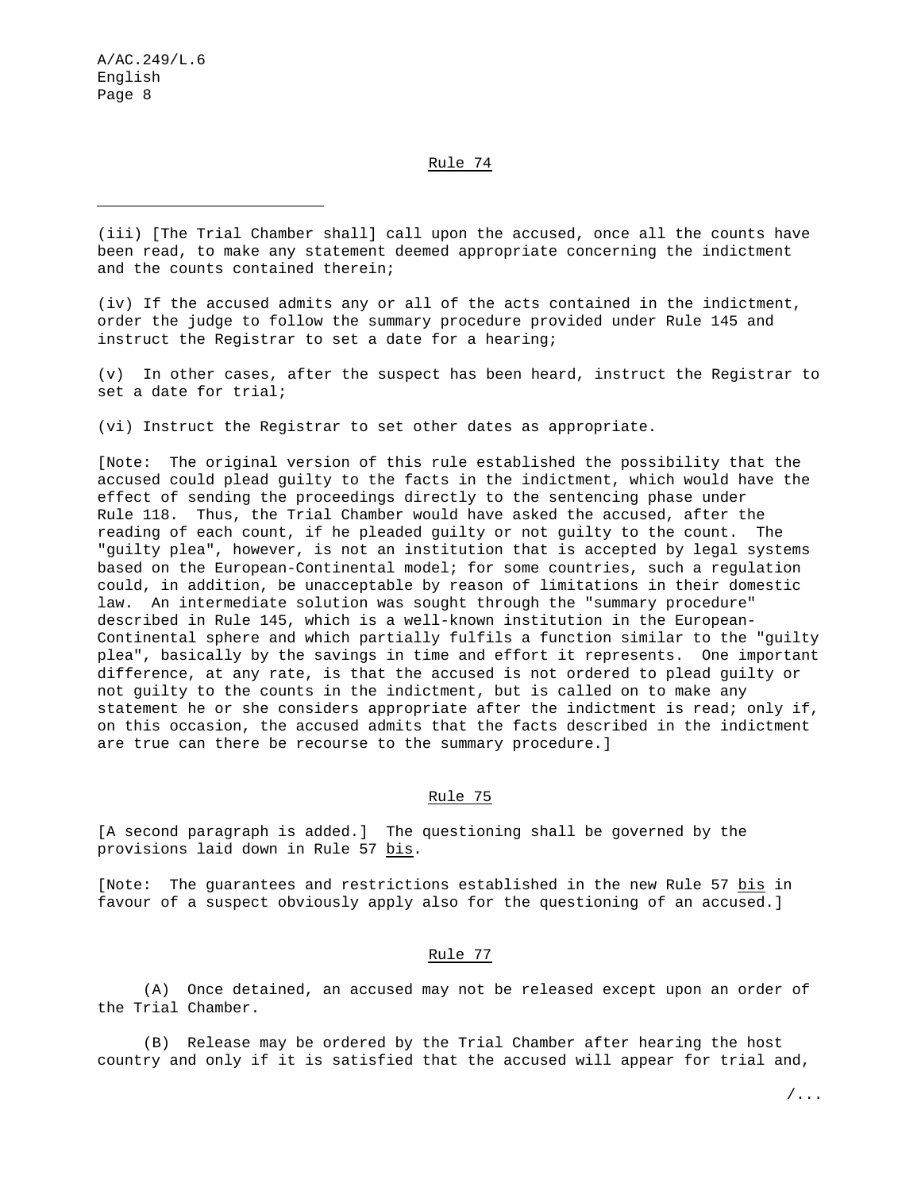## Rule 74

---

(iii) [The Trial Chamber shall] call upon the accused, once all the counts have been read, to make any statement deemed appropriate concerning the indictment and the counts contained therein;

(iv) If the accused admits any or all of the acts contained in the indictment, order the judge to follow the summary procedure provided under Rule 145 and instruct the Registrar to set a date for a hearing;

(v) In other cases, after the suspect has been heard, instruct the Registrar to set a date for trial;

(vi) Instruct the Registrar to set other dates as appropriate.

[Note: The original version of this rule established the possibility that the accused could plead guilty to the facts in the indictment, which would have the effect of sending the proceedings directly to the sentencing phase under Rule 118. Thus, the Trial Chamber would have asked the accused, after the reading of each count, if he pleaded guilty or not guilty to the count. The "guilty plea", however, is not an institution that is accepted by legal systems based on the European-Continental model; for some countries, such a regulation could, in addition, be unacceptable by reason of limitations in their domestic law. An intermediate solution was sought through the "summary procedure" described in Rule 145, which is a well-known institution in the European-Continental sphere and which partially fulfils a function similar to the "guilty plea", basically by the savings in time and effort it represents. One important difference, at any rate, is that the accused is not ordered to plead guilty or not guilty to the counts in the indictment, but is called on to make any statement he or she considers appropriate after the indictment is read; only if, on this occasion, the accused admits that the facts described in the indictment are true can there be recourse to the summary procedure.]

## Rule 75

[A second paragraph is added.] The questioning shall be governed by the provisions laid down in Rule 57 *bis*.

[Note: The guarantees and restrictions established in the new Rule 57 *bis* in favour of a suspect obviously apply also for the questioning of an accused.]

## Rule 77

(A) Once detained, an accused may not be released except upon an order of the Trial Chamber.

(B) Release may be ordered by the Trial Chamber after hearing the host country and only if it is satisfied that the accused will appear for trial and,

/...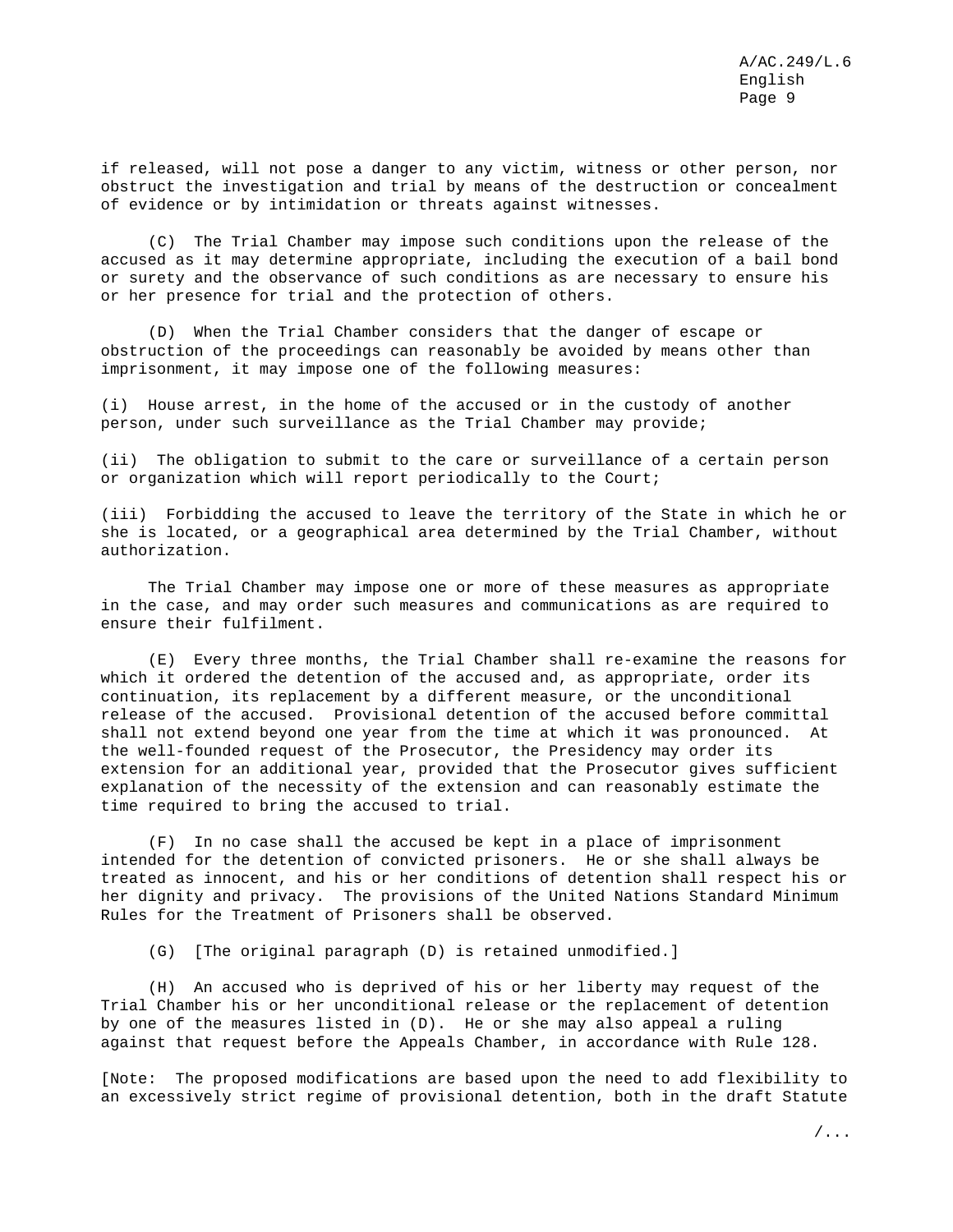if released, will not pose a danger to any victim, witness or other person, nor obstruct the investigation and trial by means of the destruction or concealment of evidence or by intimidation or threats against witnesses.

(C) The Trial Chamber may impose such conditions upon the release of the accused as it may determine appropriate, including the execution of a bail bond or surety and the observance of such conditions as are necessary to ensure his or her presence for trial and the protection of others.

(D) When the Trial Chamber considers that the danger of escape or obstruction of the proceedings can reasonably be avoided by means other than imprisonment, it may impose one of the following measures:

(i) House arrest, in the home of the accused or in the custody of another person, under such surveillance as the Trial Chamber may provide;

(ii) The obligation to submit to the care or surveillance of a certain person or organization which will report periodically to the Court;

(iii) Forbidding the accused to leave the territory of the State in which he or she is located, or a geographical area determined by the Trial Chamber, without authorization.

The Trial Chamber may impose one or more of these measures as appropriate in the case, and may order such measures and communications as are required to ensure their fulfilment.

(E) Every three months, the Trial Chamber shall re-examine the reasons for which it ordered the detention of the accused and, as appropriate, order its continuation, its replacement by a different measure, or the unconditional release of the accused. Provisional detention of the accused before committal shall not extend beyond one year from the time at which it was pronounced. At the well-founded request of the Prosecutor, the Presidency may order its extension for an additional year, provided that the Prosecutor gives sufficient explanation of the necessity of the extension and can reasonably estimate the time required to bring the accused to trial.

(F) In no case shall the accused be kept in a place of imprisonment intended for the detention of convicted prisoners. He or she shall always be treated as innocent, and his or her conditions of detention shall respect his or her dignity and privacy. The provisions of the United Nations Standard Minimum Rules for the Treatment of Prisoners shall be observed.

(G) [The original paragraph (D) is retained unmodified.]

(H) An accused who is deprived of his or her liberty may request of the Trial Chamber his or her unconditional release or the replacement of detention by one of the measures listed in (D). He or she may also appeal a ruling against that request before the Appeals Chamber, in accordance with Rule 128.

[Note: The proposed modifications are based upon the need to add flexibility to an excessively strict regime of provisional detention, both in the draft Statute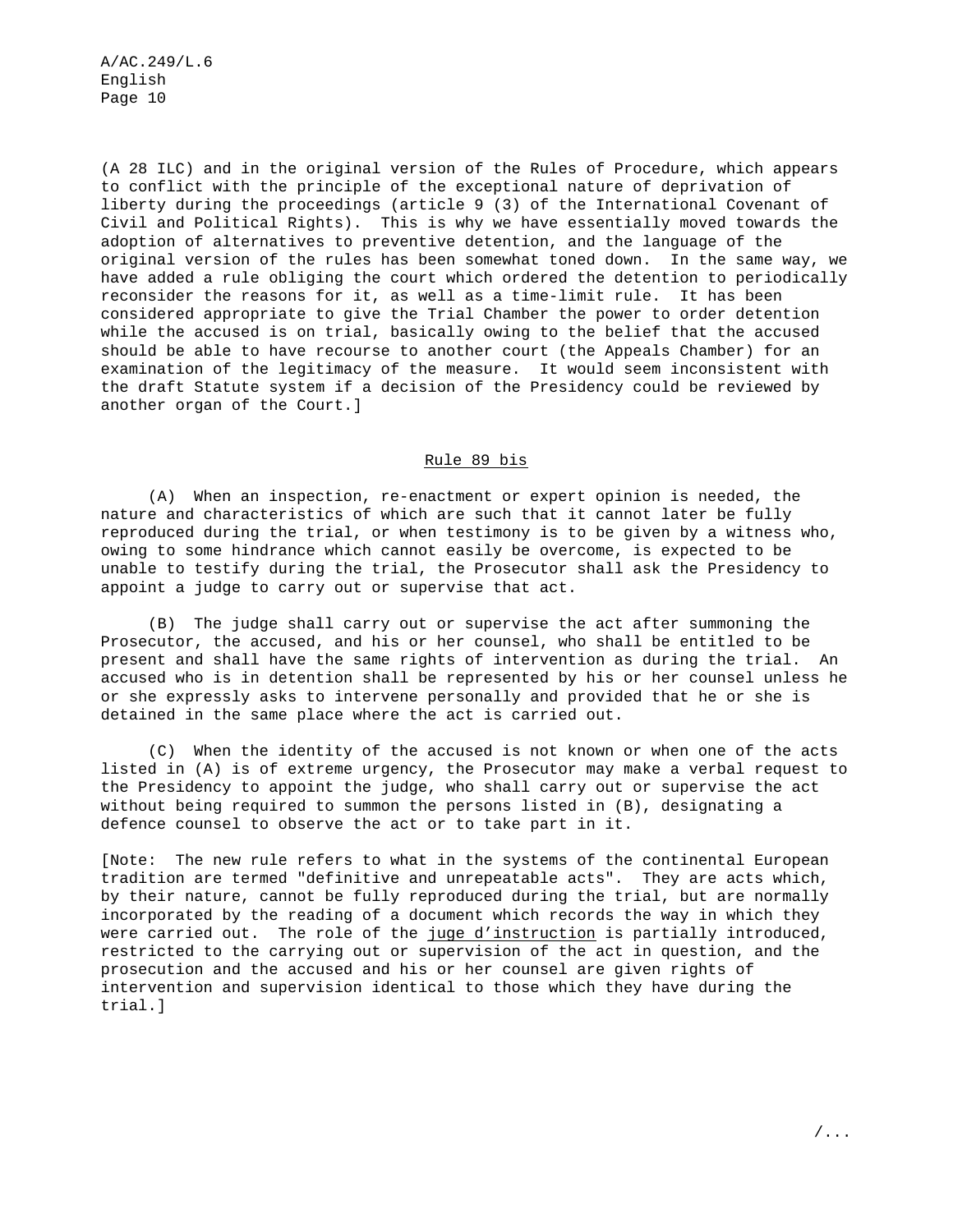(A 28 ILC) and in the original version of the Rules of Procedure, which appears to conflict with the principle of the exceptional nature of deprivation of liberty during the proceedings (article 9 (3) of the International Covenant of Civil and Political Rights). This is why we have essentially moved towards the adoption of alternatives to preventive detention, and the language of the original version of the rules has been somewhat toned down. In the same way, we have added a rule obliging the court which ordered the detention to periodically reconsider the reasons for it, as well as a time-limit rule. It has been considered appropriate to give the Trial Chamber the power to order detention while the accused is on trial, basically owing to the belief that the accused should be able to have recourse to another court (the Appeals Chamber) for an examination of the legitimacy of the measure. It would seem inconsistent with the draft Statute system if a decision of the Presidency could be reviewed by another organ of the Court.]

## Rule 89 bis

(A) When an inspection, re-enactment or expert opinion is needed, the nature and characteristics of which are such that it cannot later be fully reproduced during the trial, or when testimony is to be given by a witness who, owing to some hindrance which cannot easily be overcome, is expected to be unable to testify during the trial, the Prosecutor shall ask the Presidency to appoint a judge to carry out or supervise that act.

(B) The judge shall carry out or supervise the act after summoning the Prosecutor, the accused, and his or her counsel, who shall be entitled to be present and shall have the same rights of intervention as during the trial. An accused who is in detention shall be represented by his or her counsel unless he or she expressly asks to intervene personally and provided that he or she is detained in the same place where the act is carried out.

(C) When the identity of the accused is not known or when one of the acts listed in (A) is of extreme urgency, the Prosecutor may make a verbal request to the Presidency to appoint the judge, who shall carry out or supervise the act without being required to summon the persons listed in (B), designating a defence counsel to observe the act or to take part in it.

[Note: The new rule refers to what in the systems of the continental European tradition are termed "definitive and unrepeatable acts". They are acts which, by their nature, cannot be fully reproduced during the trial, but are normally incorporated by the reading of a document which records the way in which they were carried out. The role of the *juge d'instruction* is partially introduced, restricted to the carrying out or supervision of the act in question, and the prosecution and the accused and his or her counsel are given rights of intervention and supervision identical to those which they have during the trial.]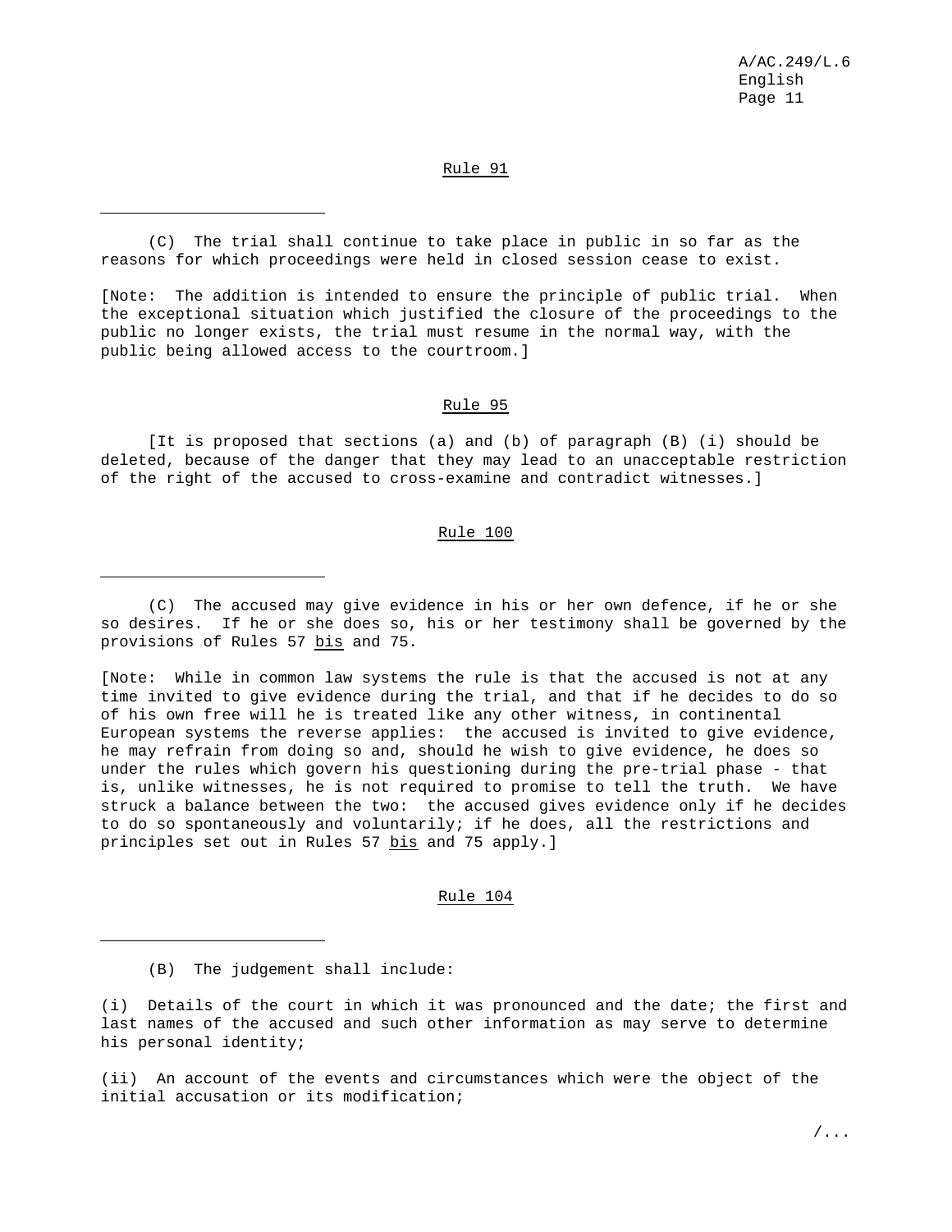## Rule 91

---

(C) The trial shall continue to take place in public in so far as the reasons for which proceedings were held in closed session cease to exist.

[Note: The addition is intended to ensure the principle of public trial. When the exceptional situation which justified the closure of the proceedings to the public no longer exists, the trial must resume in the normal way, with the public being allowed access to the courtroom.]

## Rule 95

[It is proposed that sections (a) and (b) of paragraph (B) (i) should be deleted, because of the danger that they may lead to an unacceptable restriction of the right of the accused to cross-examine and contradict witnesses.]

## Rule 100

---

(C) The accused may give evidence in his or her own defence, if he or she so desires. If he or she does so, his or her testimony shall be governed by the provisions of Rules 57 *bis* and 75.

[Note: While in common law systems the rule is that the accused is not at any time invited to give evidence during the trial, and that if he decides to do so of his own free will he is treated like any other witness, in continental European systems the reverse applies: the accused is invited to give evidence, he may refrain from doing so and, should he wish to give evidence, he does so under the rules which govern his questioning during the pre-trial phase - that is, unlike witnesses, he is not required to promise to tell the truth. We have struck a balance between the two: the accused gives evidence only if he decides to do so spontaneously and voluntarily; if he does, all the restrictions and principles set out in Rules 57 *bis* and 75 apply.]

## Rule 104

---

(B) The judgement shall include:

(i) Details of the court in which it was pronounced and the date; the first and last names of the accused and such other information as may serve to determine his personal identity;

(ii) An account of the events and circumstances which were the object of the initial accusation or its modification;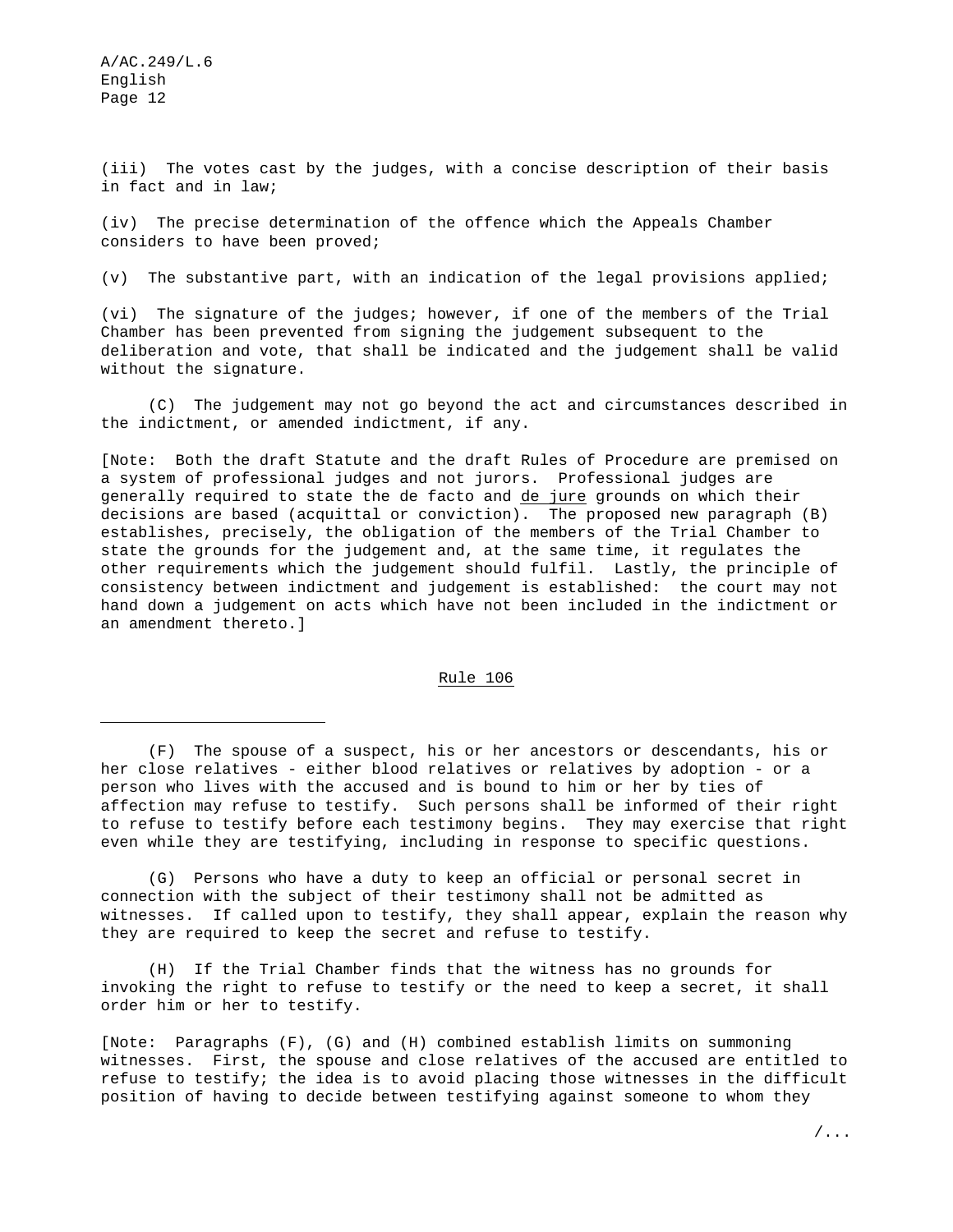(iii) The votes cast by the judges, with a concise description of their basis in fact and in law;

(iv) The precise determination of the offence which the Appeals Chamber considers to have been proved;

(v) The substantive part, with an indication of the legal provisions applied;

(vi) The signature of the judges; however, if one of the members of the Trial Chamber has been prevented from signing the judgement subsequent to the deliberation and vote, that shall be indicated and the judgement shall be valid without the signature.

(C) The judgement may not go beyond the act and circumstances described in the indictment, or amended indictment, if any.

[Note: Both the draft Statute and the draft Rules of Procedure are premised on a system of professional judges and not jurors. Professional judges are generally required to state the de facto and *de jure* grounds on which their decisions are based (acquittal or conviction). The proposed new paragraph (B) establishes, precisely, the obligation of the members of the Trial Chamber to state the grounds for the judgement and, at the same time, it regulates the other requirements which the judgement should fulfil. Lastly, the principle of consistency between indictment and judgement is established: the court may not hand down a judgement on acts which have not been included in the indictment or an amendment thereto.]

## Rule 106

---

(F) The spouse of a suspect, his or her ancestors or descendants, his or her close relatives - either blood relatives or relatives by adoption - or a person who lives with the accused and is bound to him or her by ties of affection may refuse to testify. Such persons shall be informed of their right to refuse to testify before each testimony begins. They may exercise that right even while they are testifying, including in response to specific questions.

(G) Persons who have a duty to keep an official or personal secret in connection with the subject of their testimony shall not be admitted as witnesses. If called upon to testify, they shall appear, explain the reason why they are required to keep the secret and refuse to testify.

(H) If the Trial Chamber finds that the witness has no grounds for invoking the right to refuse to testify or the need to keep a secret, it shall order him or her to testify.

[Note: Paragraphs (F), (G) and (H) combined establish limits on summoning witnesses. First, the spouse and close relatives of the accused are entitled to refuse to testify; the idea is to avoid placing those witnesses in the difficult position of having to decide between testifying against someone to whom they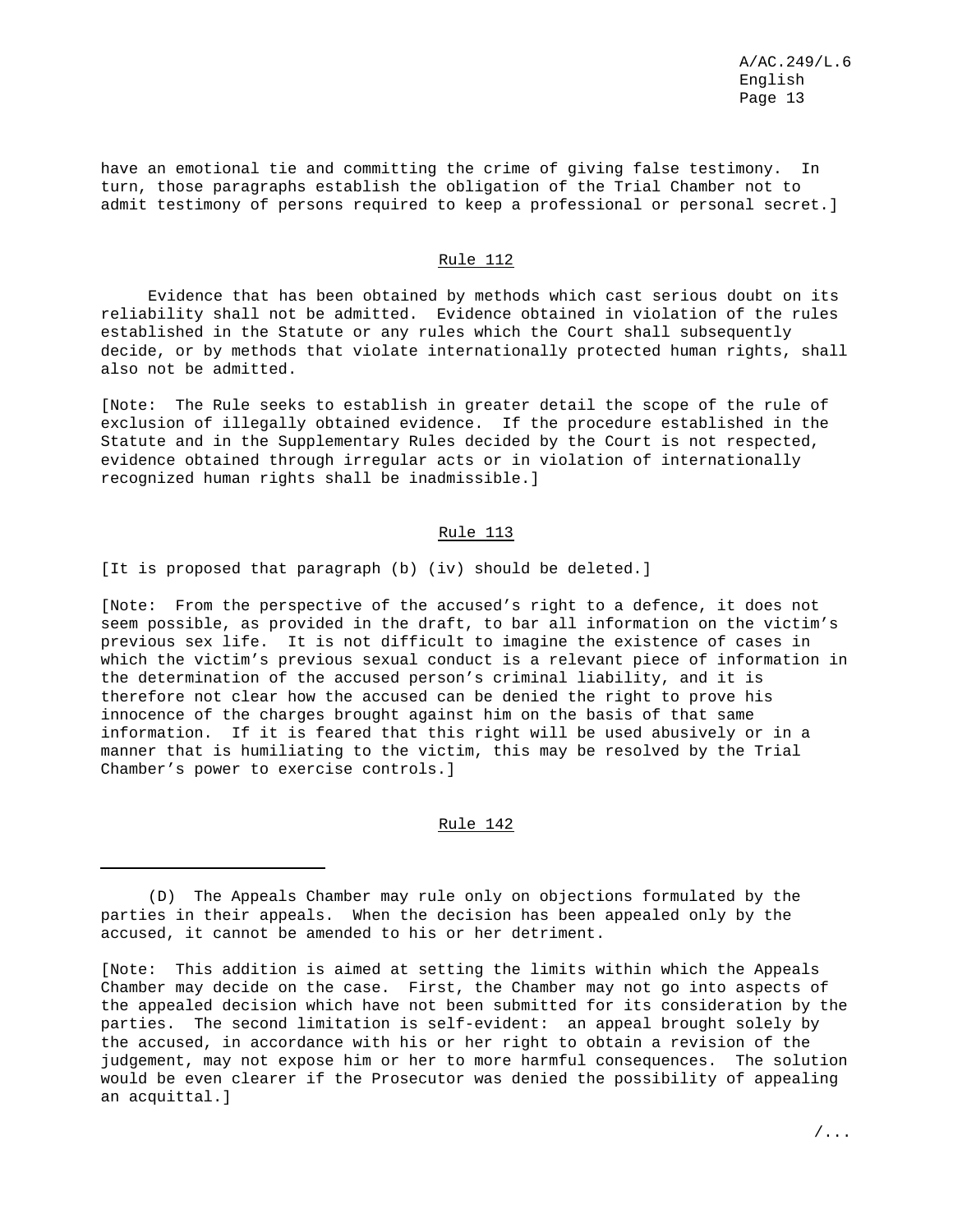have an emotional tie and committing the crime of giving false testimony. In turn, those paragraphs establish the obligation of the Trial Chamber not to admit testimony of persons required to keep a professional or personal secret.]

## Rule 112

Evidence that has been obtained by methods which cast serious doubt on its reliability shall not be admitted. Evidence obtained in violation of the rules established in the Statute or any rules which the Court shall subsequently decide, or by methods that violate internationally protected human rights, shall also not be admitted.

[Note: The Rule seeks to establish in greater detail the scope of the rule of exclusion of illegally obtained evidence. If the procedure established in the Statute and in the Supplementary Rules decided by the Court is not respected, evidence obtained through irregular acts or in violation of internationally recognized human rights shall be inadmissible.]

## Rule 113

[It is proposed that paragraph (b) (iv) should be deleted.]

[Note: From the perspective of the accused's right to a defence, it does not seem possible, as provided in the draft, to bar all information on the victim's previous sex life. It is not difficult to imagine the existence of cases in which the victim's previous sexual conduct is a relevant piece of information in the determination of the accused person's criminal liability, and it is therefore not clear how the accused can be denied the right to prove his innocence of the charges brought against him on the basis of that same information. If it is feared that this right will be used abusively or in a manner that is humiliating to the victim, this may be resolved by the Trial Chamber's power to exercise controls.]

## Rule 142

---

(D) The Appeals Chamber may rule only on objections formulated by the parties in their appeals. When the decision has been appealed only by the accused, it cannot be amended to his or her detriment.

[Note: This addition is aimed at setting the limits within which the Appeals Chamber may decide on the case. First, the Chamber may not go into aspects of the appealed decision which have not been submitted for its consideration by the parties. The second limitation is self-evident: an appeal brought solely by the accused, in accordance with his or her right to obtain a revision of the judgement, may not expose him or her to more harmful consequences. The solution would be even clearer if the Prosecutor was denied the possibility of appealing an acquittal.]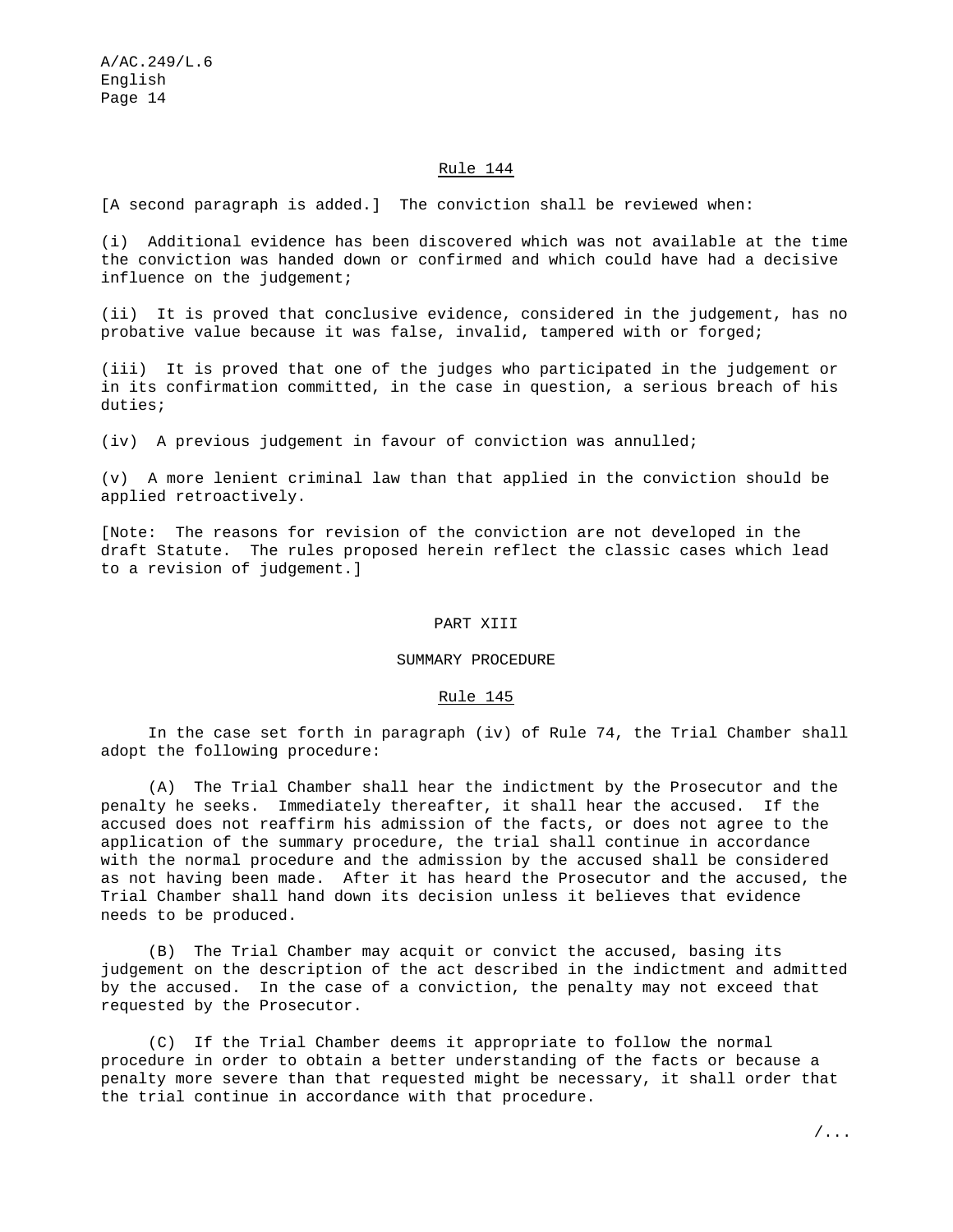## Rule 144

[A second paragraph is added.] The conviction shall be reviewed when:

(i) Additional evidence has been discovered which was not available at the time the conviction was handed down or confirmed and which could have had a decisive influence on the judgement;

(ii) It is proved that conclusive evidence, considered in the judgement, has no probative value because it was false, invalid, tampered with or forged;

(iii) It is proved that one of the judges who participated in the judgement or in its confirmation committed, in the case in question, a serious breach of his duties;

(iv) A previous judgement in favour of conviction was annulled;

(v) A more lenient criminal law than that applied in the conviction should be applied retroactively.

[Note: The reasons for revision of the conviction are not developed in the draft Statute. The rules proposed herein reflect the classic cases which lead to a revision of judgement.]

# PART XIII

# SUMMARY PROCEDURE

## Rule 145

In the case set forth in paragraph (iv) of Rule 74, the Trial Chamber shall adopt the following procedure:

(A) The Trial Chamber shall hear the indictment by the Prosecutor and the penalty he seeks. Immediately thereafter, it shall hear the accused. If the accused does not reaffirm his admission of the facts, or does not agree to the application of the summary procedure, the trial shall continue in accordance with the normal procedure and the admission by the accused shall be considered as not having been made. After it has heard the Prosecutor and the accused, the Trial Chamber shall hand down its decision unless it believes that evidence needs to be produced.

(B) The Trial Chamber may acquit or convict the accused, basing its judgement on the description of the act described in the indictment and admitted by the accused. In the case of a conviction, the penalty may not exceed that requested by the Prosecutor.

(C) If the Trial Chamber deems it appropriate to follow the normal procedure in order to obtain a better understanding of the facts or because a penalty more severe than that requested might be necessary, it shall order that the trial continue in accordance with that procedure.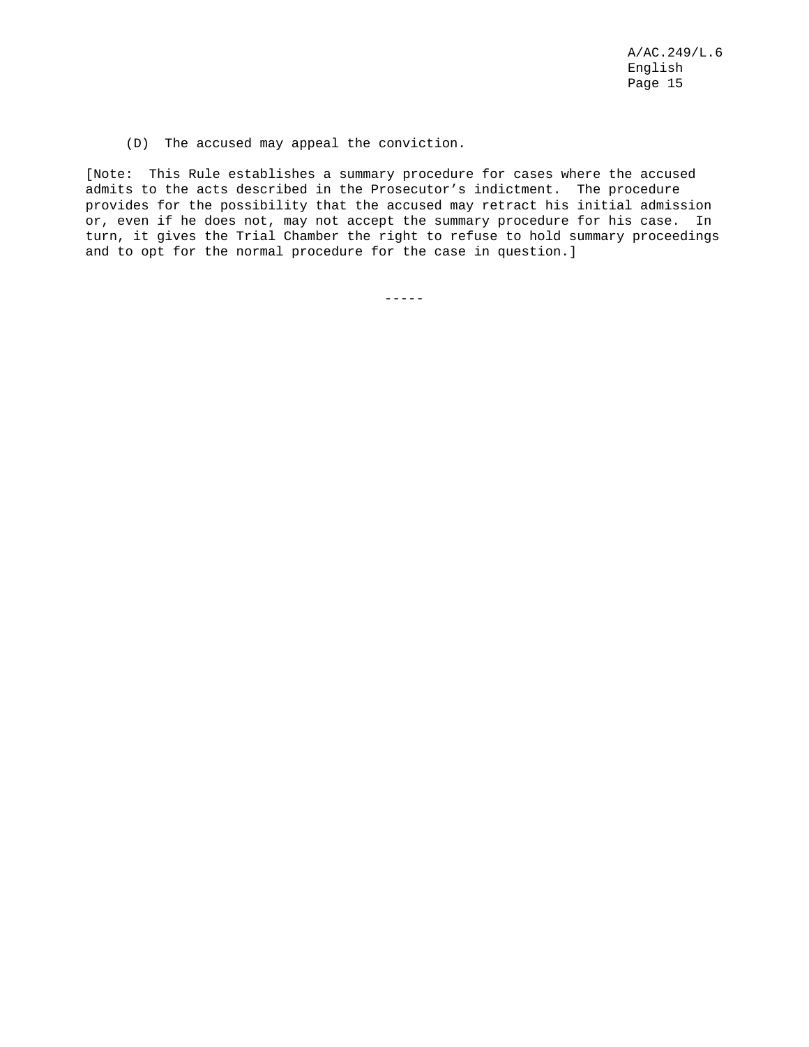(D) The accused may appeal the conviction.

[Note: This Rule establishes a summary procedure for cases where the accused admits to the acts described in the Prosecutor's indictment. The procedure provides for the possibility that the accused may retract his initial admission or, even if he does not, may not accept the summary procedure for his case. In turn, it gives the Trial Chamber the right to refuse to hold summary proceedings and to opt for the normal procedure for the case in question.]

-----